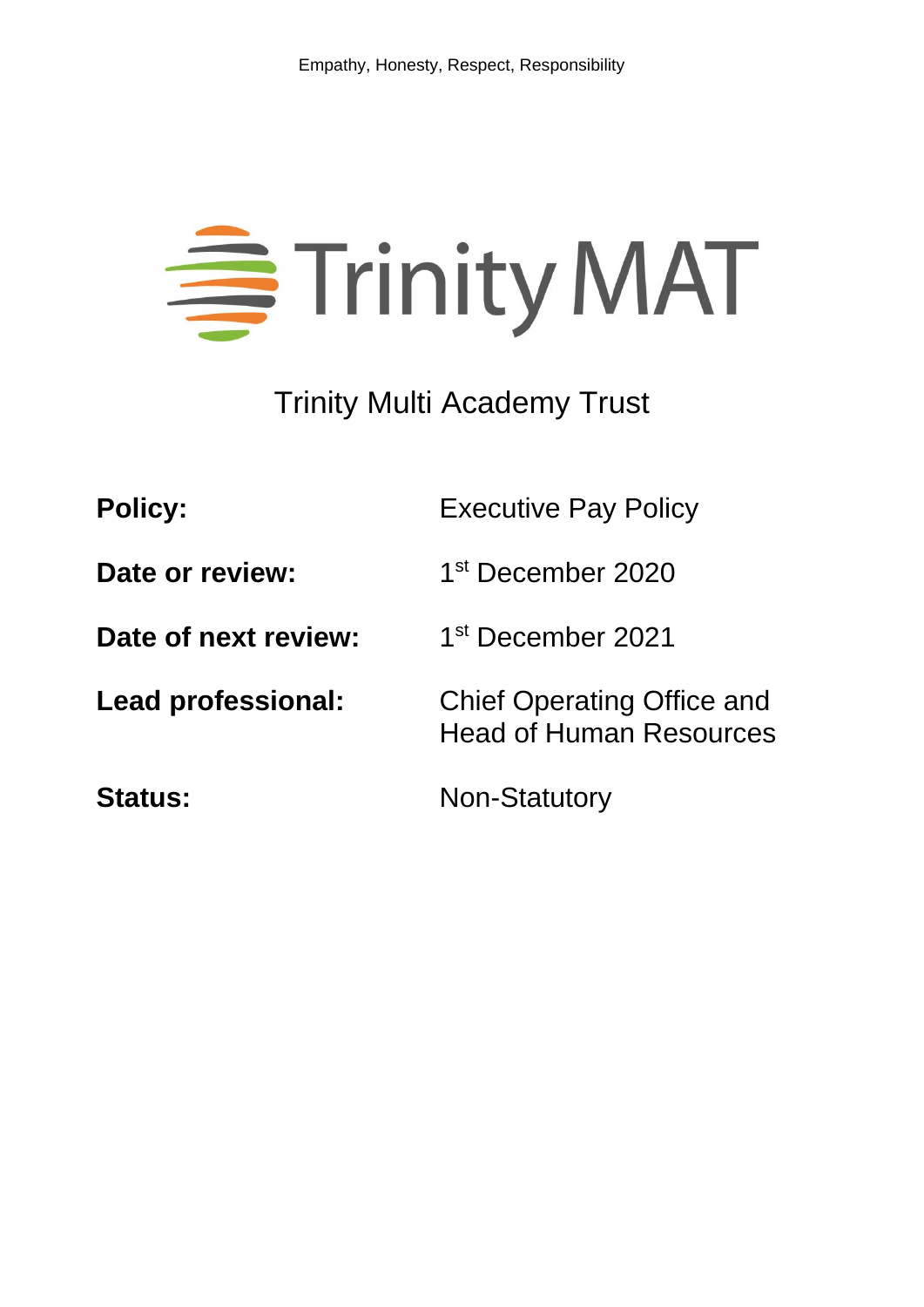Empathy, Honesty, Respect, Responsibility

Trinity MAT

# Trinity Multi Academy Trust

| | |
|---|---|
| **Policy:** | Executive Pay Policy |
| **Date or review:** | 1st December 2020 |
| **Date of next review:** | 1st December 2021 |
| **Lead professional:** | Chief Operating Office and Head of Human Resources |
| **Status:** | Non-Statutory |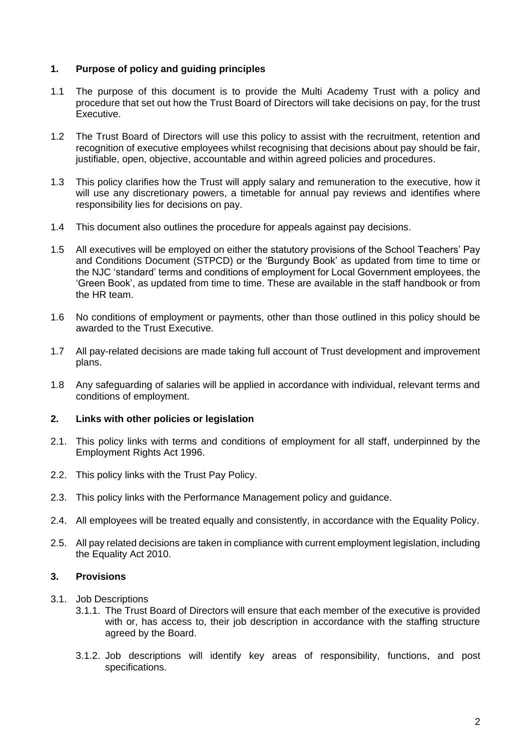## 1. Purpose of policy and guiding principles

1.1 The purpose of this document is to provide the Multi Academy Trust with a policy and procedure that set out how the Trust Board of Directors will take decisions on pay, for the trust Executive.

1.2 The Trust Board of Directors will use this policy to assist with the recruitment, retention and recognition of executive employees whilst recognising that decisions about pay should be fair, justifiable, open, objective, accountable and within agreed policies and procedures.

1.3 This policy clarifies how the Trust will apply salary and remuneration to the executive, how it will use any discretionary powers, a timetable for annual pay reviews and identifies where responsibility lies for decisions on pay.

1.4 This document also outlines the procedure for appeals against pay decisions.

1.5 All executives will be employed on either the statutory provisions of the School Teachers' Pay and Conditions Document (STPCD) or the 'Burgundy Book' as updated from time to time or the NJC 'standard' terms and conditions of employment for Local Government employees, the 'Green Book', as updated from time to time. These are available in the staff handbook or from the HR team.

1.6 No conditions of employment or payments, other than those outlined in this policy should be awarded to the Trust Executive.

1.7 All pay-related decisions are made taking full account of Trust development and improvement plans.

1.8 Any safeguarding of salaries will be applied in accordance with individual, relevant terms and conditions of employment.

## 2. Links with other policies or legislation

2.1. This policy links with terms and conditions of employment for all staff, underpinned by the Employment Rights Act 1996.

2.2. This policy links with the Trust Pay Policy.

2.3. This policy links with the Performance Management policy and guidance.

2.4. All employees will be treated equally and consistently, in accordance with the Equality Policy.

2.5. All pay related decisions are taken in compliance with current employment legislation, including the Equality Act 2010.

## 3. Provisions

3.1. Job Descriptions

3.1.1. The Trust Board of Directors will ensure that each member of the executive is provided with or, has access to, their job description in accordance with the staffing structure agreed by the Board.

3.1.2. Job descriptions will identify key areas of responsibility, functions, and post specifications.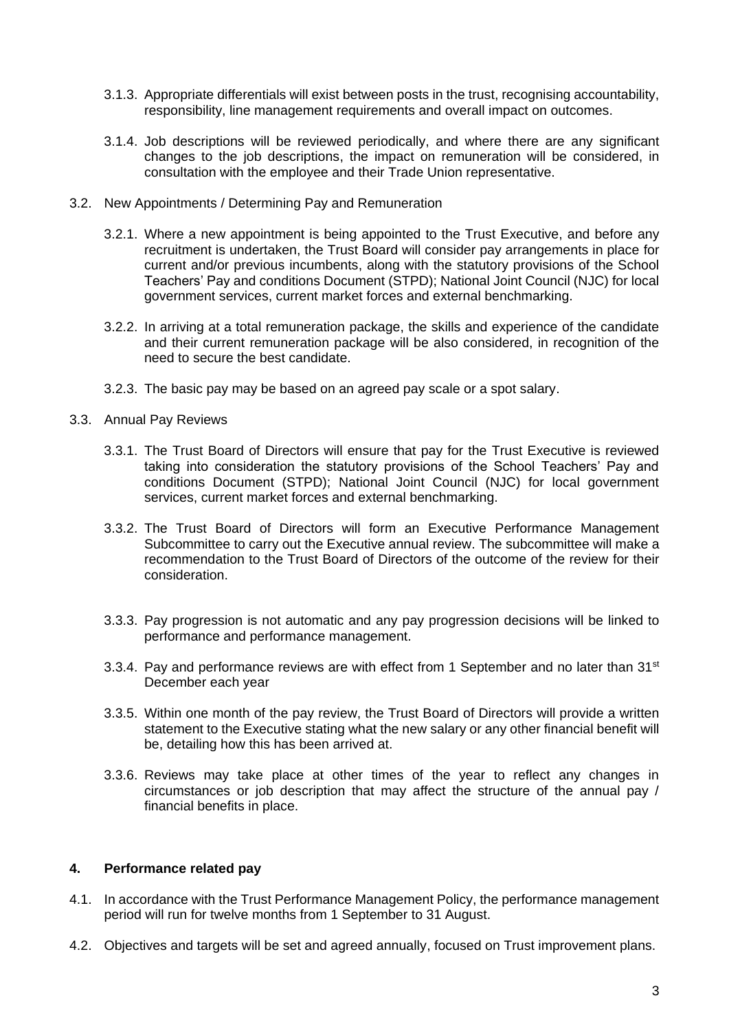3.1.3. Appropriate differentials will exist between posts in the trust, recognising accountability, responsibility, line management requirements and overall impact on outcomes.

3.1.4. Job descriptions will be reviewed periodically, and where there are any significant changes to the job descriptions, the impact on remuneration will be considered, in consultation with the employee and their Trade Union representative.

3.2. New Appointments / Determining Pay and Remuneration

3.2.1. Where a new appointment is being appointed to the Trust Executive, and before any recruitment is undertaken, the Trust Board will consider pay arrangements in place for current and/or previous incumbents, along with the statutory provisions of the School Teachers' Pay and conditions Document (STPD); National Joint Council (NJC) for local government services, current market forces and external benchmarking.

3.2.2. In arriving at a total remuneration package, the skills and experience of the candidate and their current remuneration package will be also considered, in recognition of the need to secure the best candidate.

3.2.3. The basic pay may be based on an agreed pay scale or a spot salary.

3.3. Annual Pay Reviews

3.3.1. The Trust Board of Directors will ensure that pay for the Trust Executive is reviewed taking into consideration the statutory provisions of the School Teachers' Pay and conditions Document (STPD); National Joint Council (NJC) for local government services, current market forces and external benchmarking.

3.3.2. The Trust Board of Directors will form an Executive Performance Management Subcommittee to carry out the Executive annual review. The subcommittee will make a recommendation to the Trust Board of Directors of the outcome of the review for their consideration.

3.3.3. Pay progression is not automatic and any pay progression decisions will be linked to performance and performance management.

3.3.4. Pay and performance reviews are with effect from 1 September and no later than 31st December each year

3.3.5. Within one month of the pay review, the Trust Board of Directors will provide a written statement to the Executive stating what the new salary or any other financial benefit will be, detailing how this has been arrived at.

3.3.6. Reviews may take place at other times of the year to reflect any changes in circumstances or job description that may affect the structure of the annual pay / financial benefits in place.

## 4. Performance related pay

4.1. In accordance with the Trust Performance Management Policy, the performance management period will run for twelve months from 1 September to 31 August.

4.2. Objectives and targets will be set and agreed annually, focused on Trust improvement plans.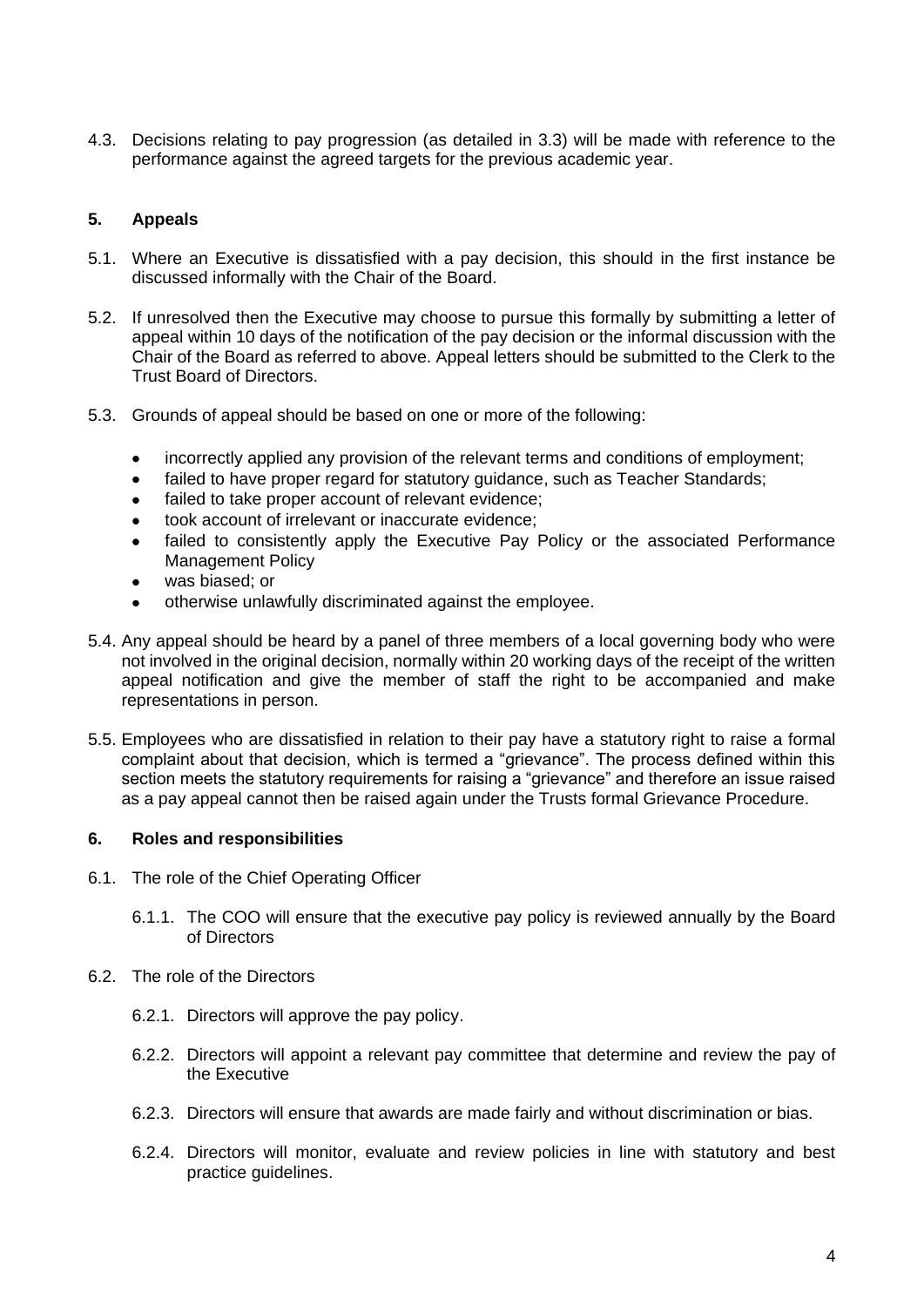4.3. Decisions relating to pay progression (as detailed in 3.3) will be made with reference to the performance against the agreed targets for the previous academic year.

## 5. Appeals

5.1. Where an Executive is dissatisfied with a pay decision, this should in the first instance be discussed informally with the Chair of the Board.

5.2. If unresolved then the Executive may choose to pursue this formally by submitting a letter of appeal within 10 days of the notification of the pay decision or the informal discussion with the Chair of the Board as referred to above. Appeal letters should be submitted to the Clerk to the Trust Board of Directors.

5.3. Grounds of appeal should be based on one or more of the following:

- incorrectly applied any provision of the relevant terms and conditions of employment;
- failed to have proper regard for statutory guidance, such as Teacher Standards;
- failed to take proper account of relevant evidence;
- took account of irrelevant or inaccurate evidence;
- failed to consistently apply the Executive Pay Policy or the associated Performance Management Policy
- was biased; or
- otherwise unlawfully discriminated against the employee.

5.4. Any appeal should be heard by a panel of three members of a local governing body who were not involved in the original decision, normally within 20 working days of the receipt of the written appeal notification and give the member of staff the right to be accompanied and make representations in person.

5.5. Employees who are dissatisfied in relation to their pay have a statutory right to raise a formal complaint about that decision, which is termed a "grievance". The process defined within this section meets the statutory requirements for raising a "grievance" and therefore an issue raised as a pay appeal cannot then be raised again under the Trusts formal Grievance Procedure.

## 6. Roles and responsibilities

6.1. The role of the Chief Operating Officer

6.1.1. The COO will ensure that the executive pay policy is reviewed annually by the Board of Directors

6.2. The role of the Directors

6.2.1. Directors will approve the pay policy.

6.2.2. Directors will appoint a relevant pay committee that determine and review the pay of the Executive

6.2.3. Directors will ensure that awards are made fairly and without discrimination or bias.

6.2.4. Directors will monitor, evaluate and review policies in line with statutory and best practice guidelines.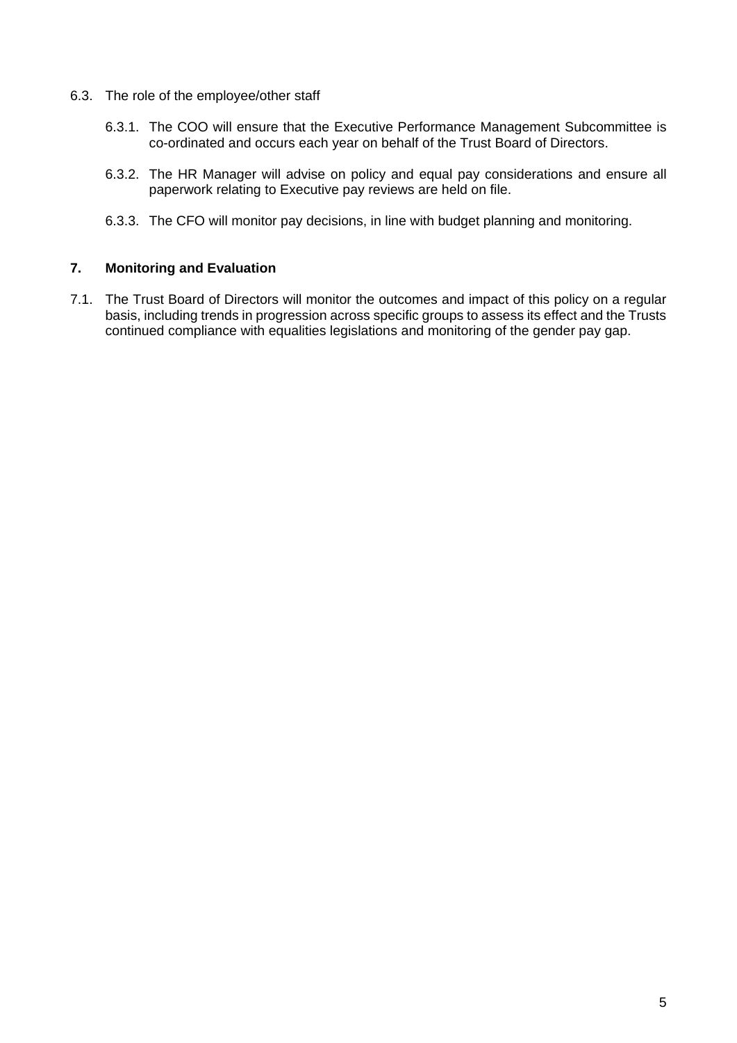6.3. The role of the employee/other staff

6.3.1. The COO will ensure that the Executive Performance Management Subcommittee is co-ordinated and occurs each year on behalf of the Trust Board of Directors.

6.3.2. The HR Manager will advise on policy and equal pay considerations and ensure all paperwork relating to Executive pay reviews are held on file.

6.3.3. The CFO will monitor pay decisions, in line with budget planning and monitoring.

## 7. Monitoring and Evaluation

7.1. The Trust Board of Directors will monitor the outcomes and impact of this policy on a regular basis, including trends in progression across specific groups to assess its effect and the Trusts continued compliance with equalities legislations and monitoring of the gender pay gap.